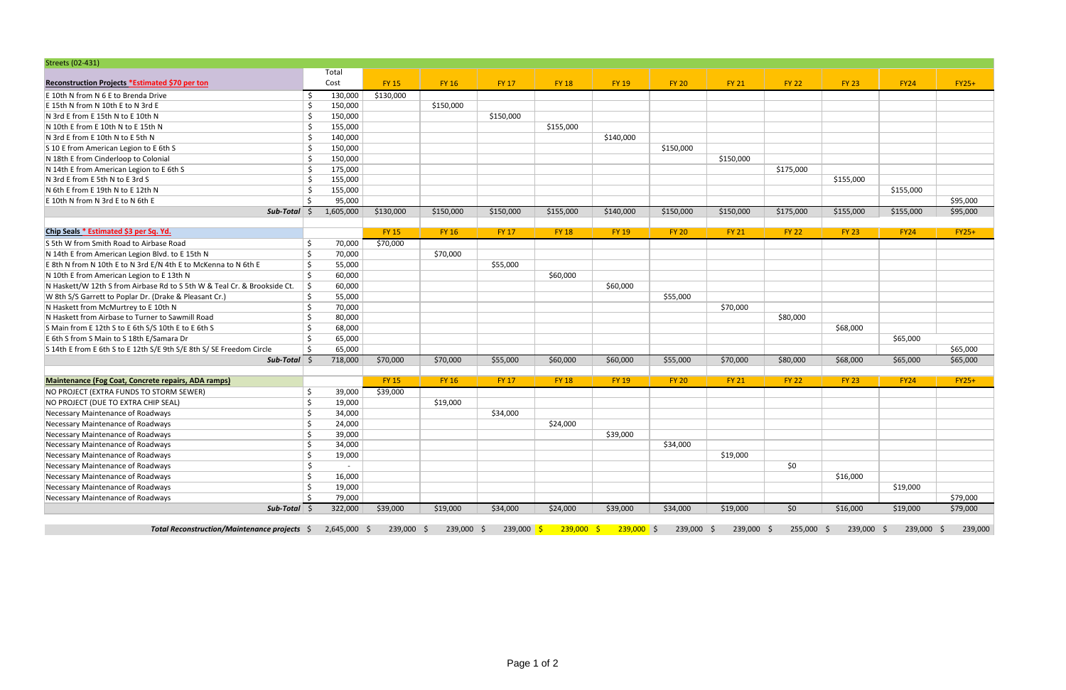| Streets (02-431) | | | | | | | | | | | | |
|---|---|---|---|---|---|---|---|---|---|---|---|---|
| **Reconstruction Projects *Estimated $70 per ton** | Total Cost | FY 15 | FY 16 | FY 17 | FY 18 | FY 19 | FY 20 | FY 21 | FY 22 | FY 23 | FY24 | FY25+ |
| E 10th N from N 6 E to Brenda Drive | $ 130,000 | $130,000 | | | | | | | | | | |
| E 15th N from N 10th E to N 3rd E | $ 150,000 | | $150,000 | | | | | | | | | |
| N 3rd E from E 15th N to E 10th N | $ 150,000 | | | $150,000 | | | | | | | | |
| N 10th E from E 10th N to E 15th N | $ 155,000 | | | | $155,000 | | | | | | | |
| N 3rd E from E 10th N to E 5th N | $ 140,000 | | | | | $140,000 | | | | | | |
| S 10 E from American Legion to E 6th S | $ 150,000 | | | | | | $150,000 | | | | | |
| N 18th E from Cinderloop to Colonial | $ 150,000 | | | | | | | $150,000 | | | | |
| N 14th E from American Legion to E 6th S | $ 175,000 | | | | | | | | $175,000 | | | |
| N 3rd E from E 5th N to E 3rd S | $ 155,000 | | | | | | | | | $155,000 | | |
| N 6th E from E 19th N to E 12th N | $ 155,000 | | | | | | | | | | $155,000 | |
| E 10th N from N 3rd E to N 6th E | $ 95,000 | | | | | | | | | | | $95,000 |
| ***Sub-Total*** | $ 1,605,000 | $130,000 | $150,000 | $150,000 | $155,000 | $140,000 | $150,000 | $150,000 | $175,000 | $155,000 | $155,000 | $95,000 |
| | | | | | | | | | | | | |
| **Chip Seals * Estimated $3 per Sq. Yd.** | | FY 15 | FY 16 | FY 17 | FY 18 | FY 19 | FY 20 | FY 21 | FY 22 | FY 23 | FY24 | FY25+ |
| S 5th W from Smith Road to Airbase Road | $ 70,000 | $70,000 | | | | | | | | | | |
| N 14th E from American Legion Blvd. to E 15th N | $ 70,000 | | $70,000 | | | | | | | | | |
| E 8th N from N 10th E to N 3rd E/N 4th E to McKenna to N 6th E | $ 55,000 | | | $55,000 | | | | | | | | |
| N 10th E from American Legion to E 13th N | $ 60,000 | | | | $60,000 | | | | | | | |
| N Haskett/W 12th S from Airbase Rd to S 5th W & Teal Cr. & Brookside Ct. | $ 60,000 | | | | | $60,000 | | | | | | |
| W 8th S/S Garrett to Poplar Dr. (Drake & Pleasant Cr.) | $ 55,000 | | | | | | $55,000 | | | | | |
| N Haskett from McMurtrey to E 10th N | $ 70,000 | | | | | | | $70,000 | | | | |
| N Haskett from Airbase to Turner to Sawmill Road | $ 80,000 | | | | | | | | $80,000 | | | |
| S Main from E 12th S to E 6th S/S 10th E to E 6th S | $ 68,000 | | | | | | | | | $68,000 | | |
| E 6th S from S Main to S 18th E/Samara Dr | $ 65,000 | | | | | | | | | | $65,000 | |
| S 14th E from E 6th S to E 12th S/E 9th S/E 8th S/ SE Freedom Circle | $ 65,000 | | | | | | | | | | | $65,000 |
| ***Sub-Total*** | $ 718,000 | $70,000 | $70,000 | $55,000 | $60,000 | $60,000 | $55,000 | $70,000 | $80,000 | $68,000 | $65,000 | $65,000 |
| | | | | | | | | | | | | |
| **Maintenance (Fog Coat, Concrete repairs, ADA ramps)** | | FY 15 | FY 16 | FY 17 | FY 18 | FY 19 | FY 20 | FY 21 | FY 22 | FY 23 | FY24 | FY25+ |
| NO PROJECT (EXTRA FUNDS TO STORM SEWER) | $ 39,000 | $39,000 | | | | | | | | | | |
| NO PROJECT (DUE TO EXTRA CHIP SEAL) | $ 19,000 | | $19,000 | | | | | | | | | |
| Necessary Maintenance of Roadways | $ 34,000 | | | $34,000 | | | | | | | | |
| Necessary Maintenance of Roadways | $ 24,000 | | | | $24,000 | | | | | | | |
| Necessary Maintenance of Roadways | $ 39,000 | | | | | $39,000 | | | | | | |
| Necessary Maintenance of Roadways | $ 34,000 | | | | | | $34,000 | | | | | |
| Necessary Maintenance of Roadways | $ 19,000 | | | | | | | $19,000 | | | | |
| Necessary Maintenance of Roadways | $ - | | | | | | | | $0 | | | |
| Necessary Maintenance of Roadways | $ 16,000 | | | | | | | | | $16,000 | | |
| Necessary Maintenance of Roadways | $ 19,000 | | | | | | | | | | $19,000 | |
| Necessary Maintenance of Roadways | $ 79,000 | | | | | | | | | | | $79,000 |
| ***Sub-Total*** | $ 322,000 | $39,000 | $19,000 | $34,000 | $24,000 | $39,000 | $34,000 | $19,000 | $0 | $16,000 | $19,000 | $79,000 |
| | | | | | | | | | | | | |
| ***Total Reconstruction/Maintenance projects*** | $ 2,645,000 | $ 239,000 | $ 239,000 | $ 239,000 | $ 239,000 | $ 239,000 | $ 239,000 | $ 239,000 | $ 255,000 | $ 239,000 | $ 239,000 | $ 239,000 |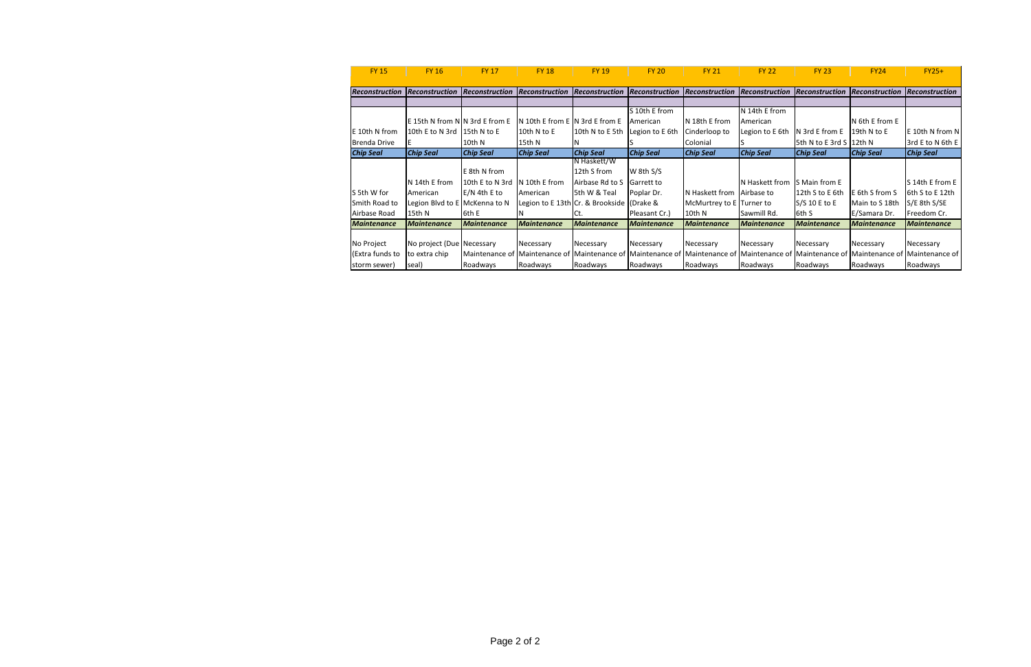| FY 15 | FY 16 | FY 17 | FY 18 | FY 19 | FY 20 | FY 21 | FY 22 | FY 23 | FY24 | FY25+ |
|---|---|---|---|---|---|---|---|---|---|---|
| *Reconstruction* | *Reconstruction* | *Reconstruction* | *Reconstruction* | *Reconstruction* | *Reconstruction* | *Reconstruction* | *Reconstruction* | *Reconstruction* | *Reconstruction* | *Reconstruction* |
| | | | | | | | | | | |
| E 10th N from Brenda Drive | E 15th N from N 10th E to N 3rd E | N 3rd E from E 15th N to E 10th N | N 10th E from E 10th N to E 15th N | N 3rd E from E 10th N to E 5th N | S 10th E from American Legion to E 6th S | N 18th E from Cinderloop to Colonial | N 14th E from American Legion to E 6th S | N 3rd E from E 5th N to E 3rd S | N 6th E from E 19th N to E 12th N | E 10th N from N 3rd E to N 6th E |
| ***Chip Seal*** | ***Chip Seal*** | ***Chip Seal*** | ***Chip Seal*** | ***Chip Seal*** | ***Chip Seal*** | ***Chip Seal*** | ***Chip Seal*** | ***Chip Seal*** | ***Chip Seal*** | ***Chip Seal*** |
| S 5th W for Smith Road to Airbase Road | N 14th E from American Legion Blvd to E 15th N | E 8th N from 10th E to N 3rd E/N 4th E to McKenna to N 6th E | N 10th E from American Legion to E 13th N | N Haskett/W 12th S from Airbase Rd to S 5th W & Teal Cr. & Brookside Ct. | W 8th S/S Garrett to Poplar Dr. (Drake & Pleasant Cr.) | N Haskett from McMurtrey to E 10th N | N Haskett from Airbase to Turner to Sawmill Rd. | S Main from E 12th S to E 6th S/S 10 E to E 6th S | E 6th S from S Main to S 18th E/Samara Dr. | S 14th E from 6th S to E 12th S/E 8th S/SE Freedom Cr. |
| ***Maintenance*** | ***Maintenance*** | ***Maintenance*** | ***Maintenance*** | ***Maintenance*** | ***Maintenance*** | ***Maintenance*** | ***Maintenance*** | ***Maintenance*** | ***Maintenance*** | ***Maintenance*** |
| No Project (Extra funds to storm sewer) | No project (Due to extra chip seal) | Necessary Maintenance of Roadways | Necessary Maintenance of Roadways | Necessary Maintenance of Roadways | Necessary Maintenance of Roadways | Necessary Maintenance of Roadways | Necessary Maintenance of Roadways | Necessary Maintenance of Roadways | Necessary Maintenance of Roadways | Necessary Maintenance of Roadways |